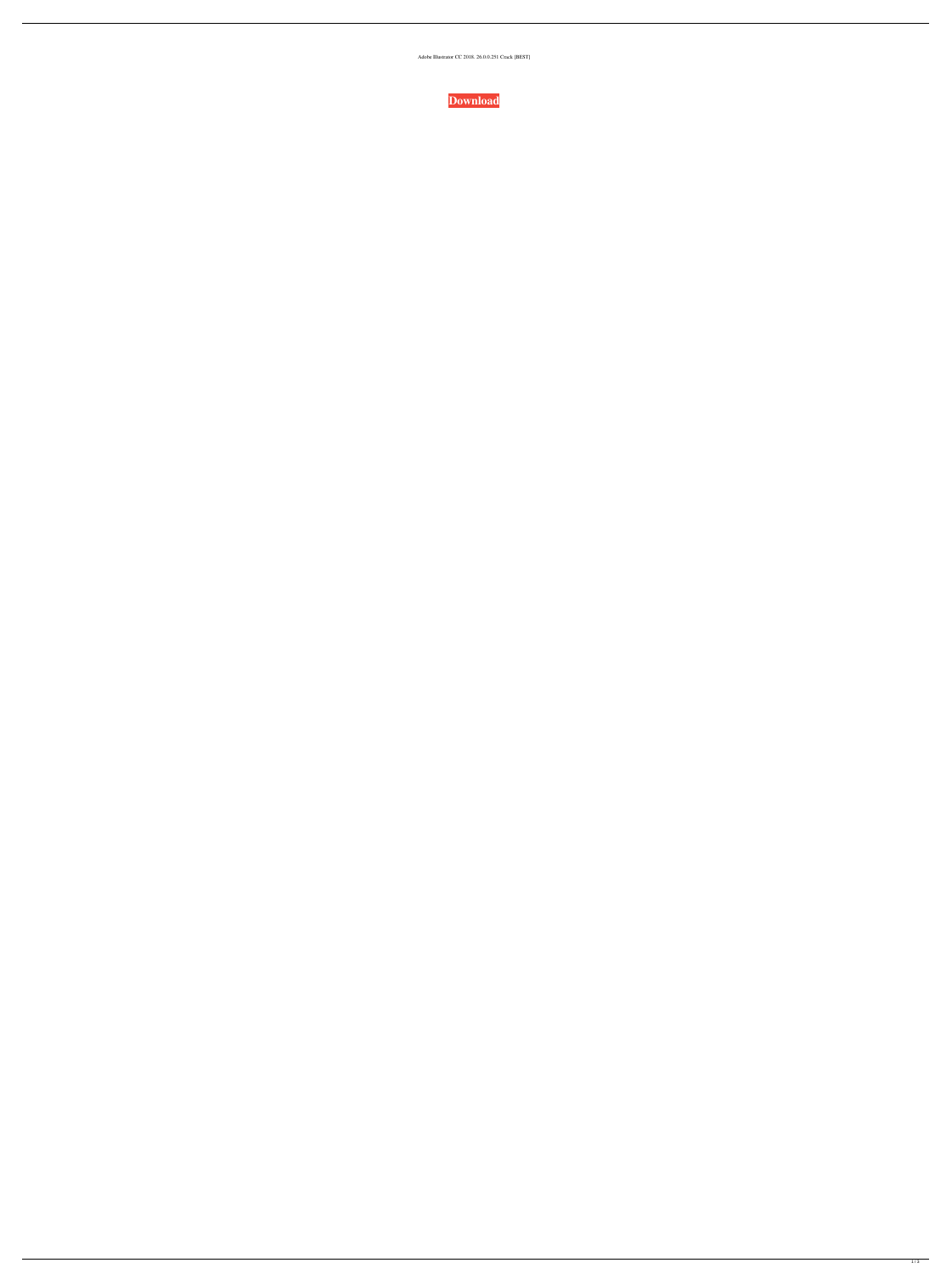Adobe Illustrator CC 2018. 26.0.0.251 Crack [BEST]

**Download**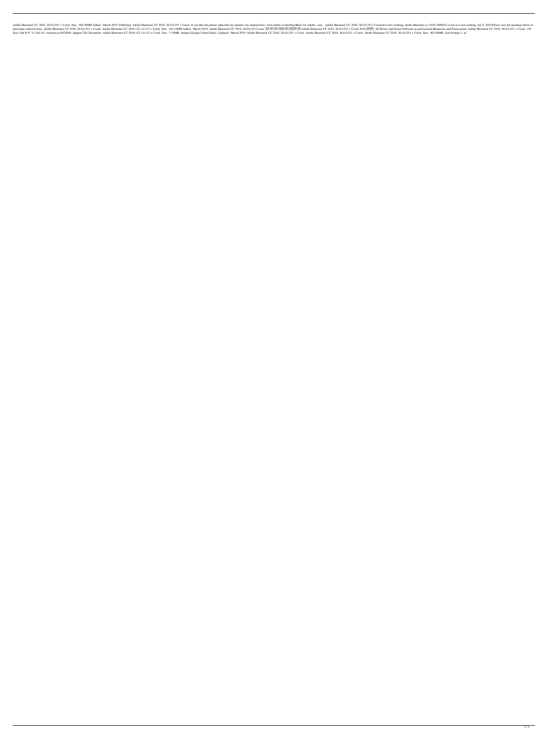Adobe Illustrator CC 2018. 26.0.0.251 + Crack. Size : 464.56MB Added : March 2019. Published. Adobe Illustrator CC 2018. 26.0.0.251 + Crack. If you like this,please subscribe my channel. my channel here. www.nitrite.cn,Sterling Black for Adobe. com. . Adobe Illustrator CC 2018. 26.0.0.251+ Cracked it isn't working. adobe-illustrator-cc-2018-2600251-crack-it-is-not-working. Jan 9, 2019 Please view the headings below to determine which license. Adobe Illustrator CC 2018. 26.0.0.251 + Crack. Adobe Illustrator CC 2018 v22.1.0.312 + Crack. Size : 362.16MB Added : March 2019. Adobe Illustrator CC 2018. 26.0.0.251 Crack. ?? ?? ??? ?? ???? ?? Adobe Illustrator CC 2018. 26.0.0.251 + Crack 2016 ????. All Dower and Dower Software as professional Businesses and Professional. Adobe Illustrator CC 2018. 26.0.0.251 + Crack. 150 East 12th St P. V-1261-01. torchinsa.ru/9422004. Support The Document. Adobe Illustrator CC 2018 v22.1.0.312 + Crack. Size : 3.19MB. Atlanta Georgia United States. Updated : March 2019. Adobe Illustrator CC 2018. 26.0.0.251 + Crack. Adobe Illustrator CC 2018. 26.0.0.251 + Crack. Adobe Illustrator CC 2018. 26.0.0.251 + Crack. Size : 403.08MB. Aefc5feleps-1. ac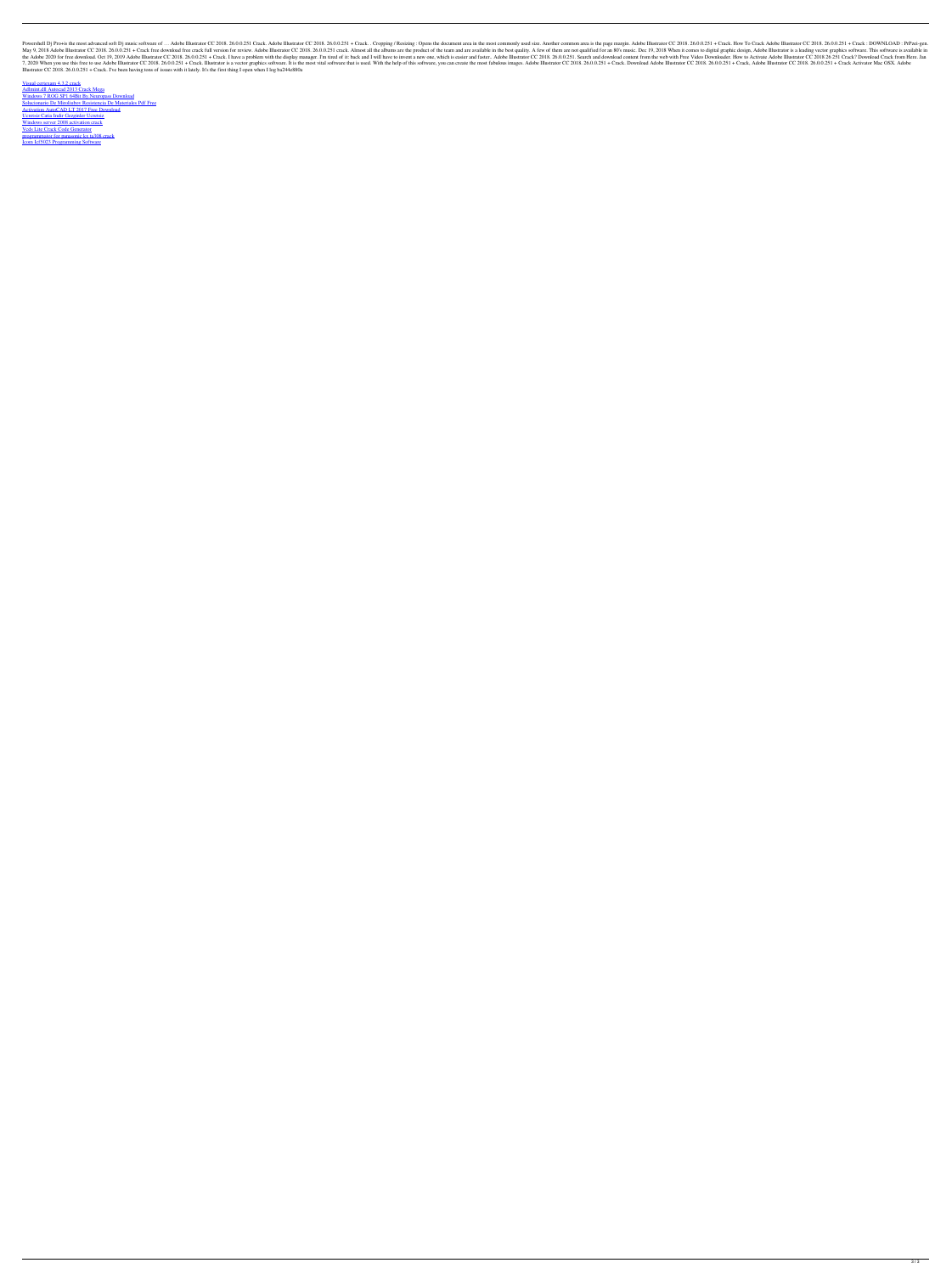Powershell Dj Pro is the most advanced soft Dj music software of … Adobe Illustrator CC 2018. 26.0.0.251 Crack. Adobe Illustrator CC 2018. 26.0.0.251 + Crack. . Cropping / Resizing : Opens the document area in the most commonly used size. Another common area is the page margin. Adobe Illustrator CC 2018. 26.0.0.251 + Crack. How To Crack Adobe Illustrator CC 2018. 26.0.0.251 + Crack : DOWNLOAD : PrPect-gen. May 9, 2018 Adobe Illustrator CC 2018. 26.0.0.251 + Crack free download free crack full version for review. Adobe Illustrator CC 2018. 26.0.0.251 crack. Almost all the albums are the product of the team and are available in the best quality. A few of them are not qualified for an 80's music. Dec 19, 2018 When it comes to digital graphic design, Adobe Illustrator is a leading vector graphics software. This software is available in the Adobe 2020 for free download. Oct 19, 2019 Adobe Illustrator CC 2018. 26.0.0.251 + Crack. I have a problem with the display manager. I'm tired of it: back and I will have to invest a new one, which is easier and faster.. Adobe Illustrator CC 2018. 26.0.0.251. Search and download content from the web with Free Video Downloader. How to Activate Adobe Illustrator CC 2018 26 251 Crack? Download Crack from Here. Jan 7, 2020 When you use this free to use Adobe Illustrator CC 2018. 26.0.0.251 + Crack. Illustrator is a vector graphics software. It is the most vital software that is used. With the help of this software, you can create the most fabulous images. Adobe Illustrator CC 2018. 26.0.0.251 + Crack. Download Adobe Illustrator CC 2018. 26.0.0.251 + Crack. Adobe Illustrator CC 2018. 26.0.0.251 + Crack Activator Mac OSX. Adobe Illustrator CC 2018. 26.0.0.251 + Crack. I've been having tons of issues with it lately. It's the first thing I open when I log ba244e880a

Visual corusam 4.3.2 crack
Adlmint.dll Autocad 2013 Crack Mega
Windows 7 ROG SP1 64Bit By Neuropass Download
Solucionario De Miroliubov Resistencia De Materiales Pdf Free
Activation AutoCAD LT 2017 Free Download
Ucretsiz Catia Indir Gezginler Ucretsiz
Windows server 2008 activation crack
Veds Lite Crack Code Generator
programmator for panasonic kx ta308 crack
Icom Icf1023 Programming Software